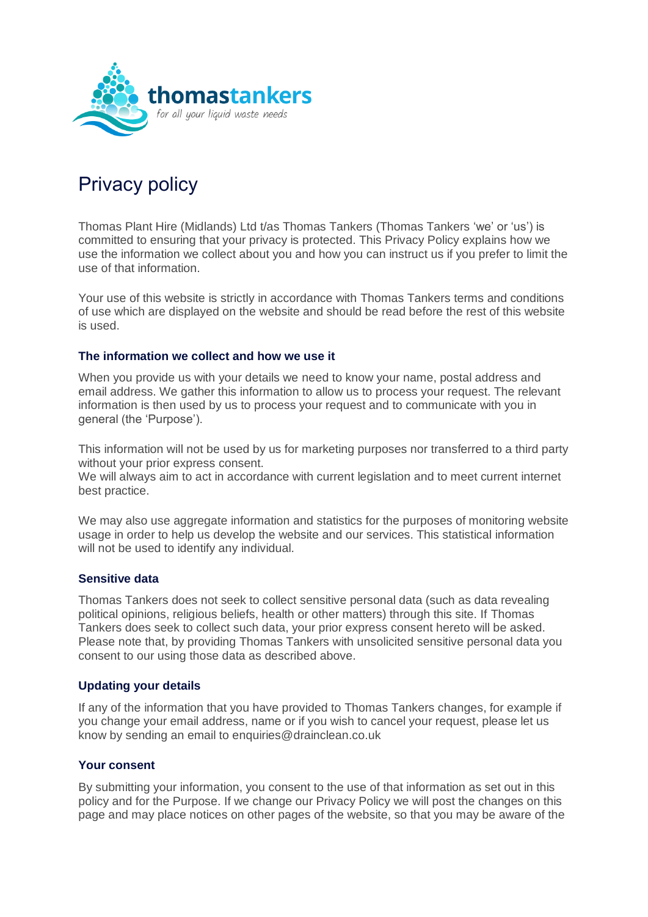thomastankers
*for all your liquid waste needs*

# Privacy policy

Thomas Plant Hire (Midlands) Ltd t/as Thomas Tankers (Thomas Tankers 'we' or 'us') is committed to ensuring that your privacy is protected. This Privacy Policy explains how we use the information we collect about you and how you can instruct us if you prefer to limit the use of that information.

Your use of this website is strictly in accordance with Thomas Tankers terms and conditions of use which are displayed on the website and should be read before the rest of this website is used.

### The information we collect and how we use it

When you provide us with your details we need to know your name, postal address and email address. We gather this information to allow us to process your request. The relevant information is then used by us to process your request and to communicate with you in general (the 'Purpose').

This information will not be used by us for marketing purposes nor transferred to a third party without your prior express consent.
We will always aim to act in accordance with current legislation and to meet current internet best practice.

We may also use aggregate information and statistics for the purposes of monitoring website usage in order to help us develop the website and our services. This statistical information will not be used to identify any individual.

### Sensitive data

Thomas Tankers does not seek to collect sensitive personal data (such as data revealing political opinions, religious beliefs, health or other matters) through this site. If Thomas Tankers does seek to collect such data, your prior express consent hereto will be asked. Please note that, by providing Thomas Tankers with unsolicited sensitive personal data you consent to our using those data as described above.

### Updating your details

If any of the information that you have provided to Thomas Tankers changes, for example if you change your email address, name or if you wish to cancel your request, please let us know by sending an email to enquiries@drainclean.co.uk

### Your consent

By submitting your information, you consent to the use of that information as set out in this policy and for the Purpose. If we change our Privacy Policy we will post the changes on this page and may place notices on other pages of the website, so that you may be aware of the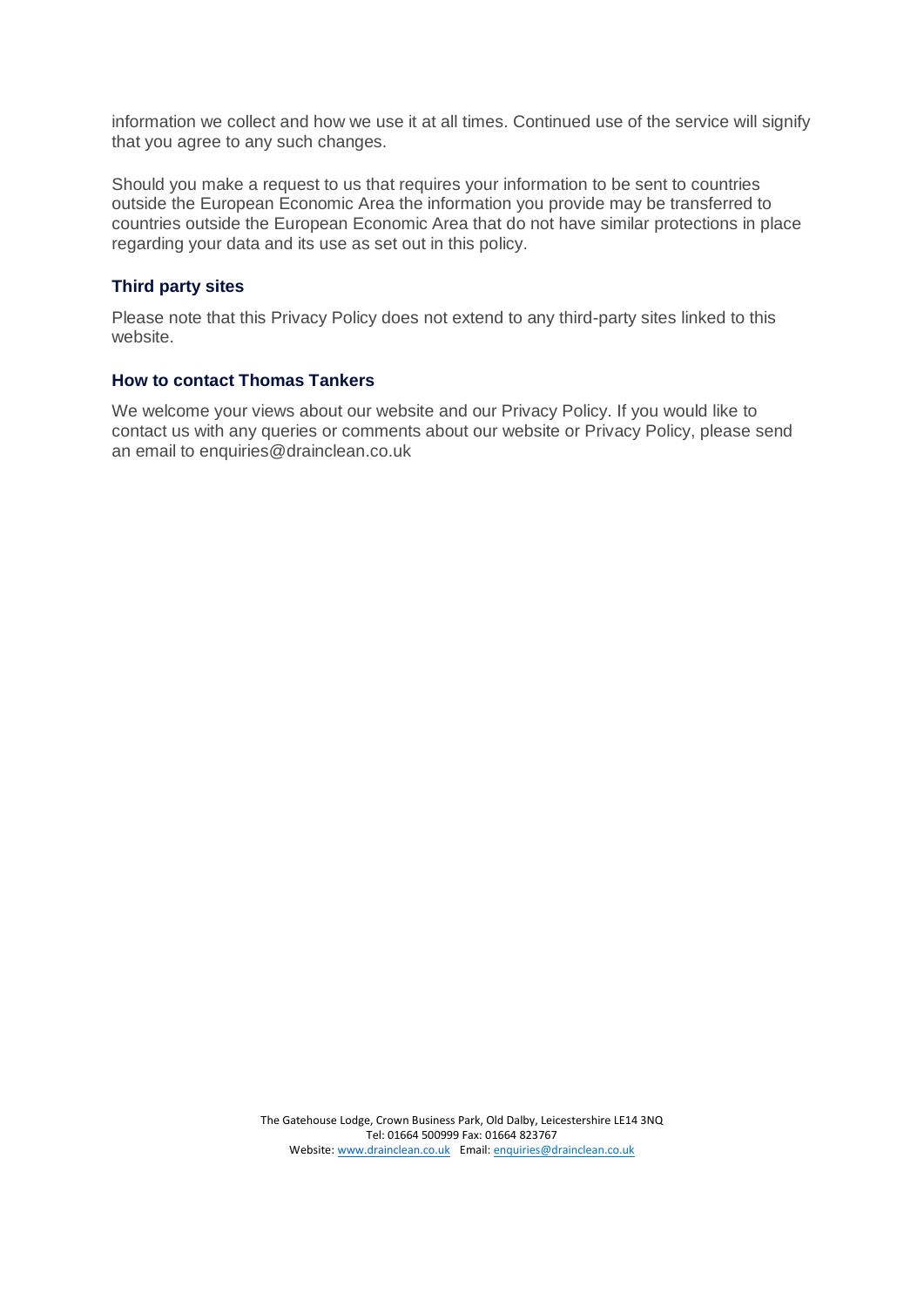information we collect and how we use it at all times. Continued use of the service will signify that you agree to any such changes.

Should you make a request to us that requires your information to be sent to countries outside the European Economic Area the information you provide may be transferred to countries outside the European Economic Area that do not have similar protections in place regarding your data and its use as set out in this policy.

### Third party sites

Please note that this Privacy Policy does not extend to any third-party sites linked to this website.

### How to contact Thomas Tankers

We welcome your views about our website and our Privacy Policy. If you would like to contact us with any queries or comments about our website or Privacy Policy, please send an email to enquiries@drainclean.co.uk